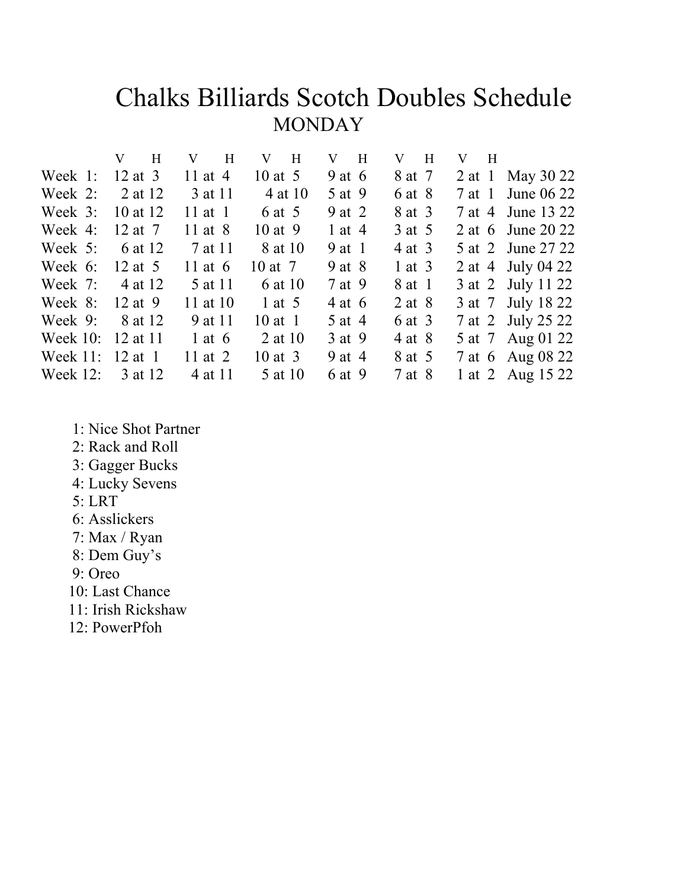# Chalks Billiards Scotch Doubles Schedule

## MONDAY

| | V H | V H | V H | V H | V H | V H | |
|---|---|---|---|---|---|---|---|
| Week 1: | 12 at 3 | 11 at 4 | 10 at 5 | 9 at 6 | 8 at 7 | 2 at 1 | May 30 22 |
| Week 2: | 2 at 12 | 3 at 11 | 4 at 10 | 5 at 9 | 6 at 8 | 7 at 1 | June 06 22 |
| Week 3: | 10 at 12 | 11 at 1 | 6 at 5 | 9 at 2 | 8 at 3 | 7 at 4 | June 13 22 |
| Week 4: | 12 at 7 | 11 at 8 | 10 at 9 | 1 at 4 | 3 at 5 | 2 at 6 | June 20 22 |
| Week 5: | 6 at 12 | 7 at 11 | 8 at 10 | 9 at 1 | 4 at 3 | 5 at 2 | June 27 22 |
| Week 6: | 12 at 5 | 11 at 6 | 10 at 7 | 9 at 8 | 1 at 3 | 2 at 4 | July 04 22 |
| Week 7: | 4 at 12 | 5 at 11 | 6 at 10 | 7 at 9 | 8 at 1 | 3 at 2 | July 11 22 |
| Week 8: | 12 at 9 | 11 at 10 | 1 at 5 | 4 at 6 | 2 at 8 | 3 at 7 | July 18 22 |
| Week 9: | 8 at 12 | 9 at 11 | 10 at 1 | 5 at 4 | 6 at 3 | 7 at 2 | July 25 22 |
| Week 10: | 12 at 11 | 1 at 6 | 2 at 10 | 3 at 9 | 4 at 8 | 5 at 7 | Aug 01 22 |
| Week 11: | 12 at 1 | 11 at 2 | 10 at 3 | 9 at 4 | 8 at 5 | 7 at 6 | Aug 08 22 |
| Week 12: | 3 at 12 | 4 at 11 | 5 at 10 | 6 at 9 | 7 at 8 | 1 at 2 | Aug 15 22 |

1: Nice Shot Partner
2: Rack and Roll
3: Gagger Bucks
4: Lucky Sevens
5: LRT
6: Asslickers
7: Max / Ryan
8: Dem Guy's
9: Oreo
10: Last Chance
11: Irish Rickshaw
12: PowerPfoh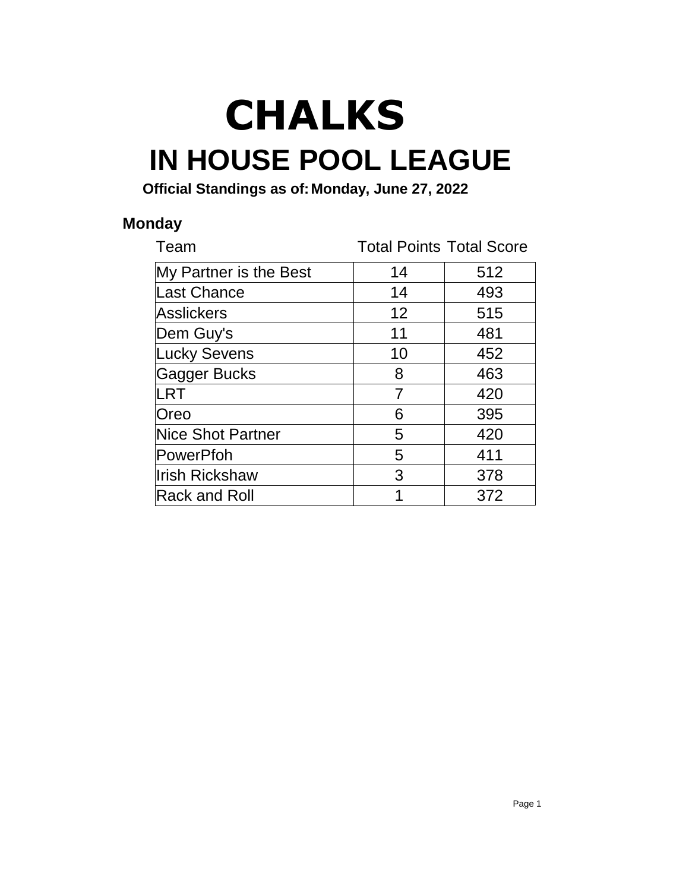# CHALKS

# IN HOUSE POOL LEAGUE

**Official Standings as of: Monday, June 27, 2022**

### Monday

| Team | Total Points | Total Score |
|---|---|---|
| My Partner is the Best | 14 | 512 |
| Last Chance | 14 | 493 |
| Asslickers | 12 | 515 |
| Dem Guy's | 11 | 481 |
| Lucky Sevens | 10 | 452 |
| Gagger Bucks | 8 | 463 |
| LRT | 7 | 420 |
| Oreo | 6 | 395 |
| Nice Shot Partner | 5 | 420 |
| PowerPfoh | 5 | 411 |
| Irish Rickshaw | 3 | 378 |
| Rack and Roll | 1 | 372 |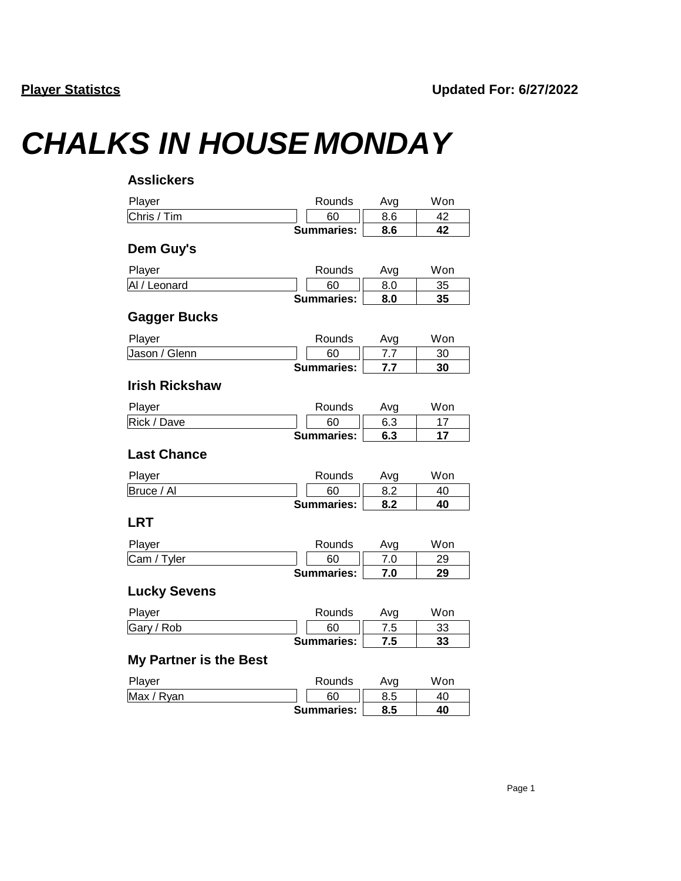**Player Statistcs** **Updated For: 6/27/2022**

# *CHALKS IN HOUSE MONDAY*

### Asslickers

| Player | Rounds | Avg | Won |
|---|---|---|---|
| Chris / Tim | 60 | 8.6 | 42 |
| | **Summaries:** | **8.6** | **42** |

### Dem Guy's

| Player | Rounds | Avg | Won |
|---|---|---|---|
| Al / Leonard | 60 | 8.0 | 35 |
| | **Summaries:** | **8.0** | **35** |

### Gagger Bucks

| Player | Rounds | Avg | Won |
|---|---|---|---|
| Jason / Glenn | 60 | 7.7 | 30 |
| | **Summaries:** | **7.7** | **30** |

### Irish Rickshaw

| Player | Rounds | Avg | Won |
|---|---|---|---|
| Rick / Dave | 60 | 6.3 | 17 |
| | **Summaries:** | **6.3** | **17** |

### Last Chance

| Player | Rounds | Avg | Won |
|---|---|---|---|
| Bruce / Al | 60 | 8.2 | 40 |
| | **Summaries:** | **8.2** | **40** |

### LRT

| Player | Rounds | Avg | Won |
|---|---|---|---|
| Cam / Tyler | 60 | 7.0 | 29 |
| | **Summaries:** | **7.0** | **29** |

### Lucky Sevens

| Player | Rounds | Avg | Won |
|---|---|---|---|
| Gary / Rob | 60 | 7.5 | 33 |
| | **Summaries:** | **7.5** | **33** |

### My Partner is the Best

| Player | Rounds | Avg | Won |
|---|---|---|---|
| Max / Ryan | 60 | 8.5 | 40 |
| | **Summaries:** | **8.5** | **40** |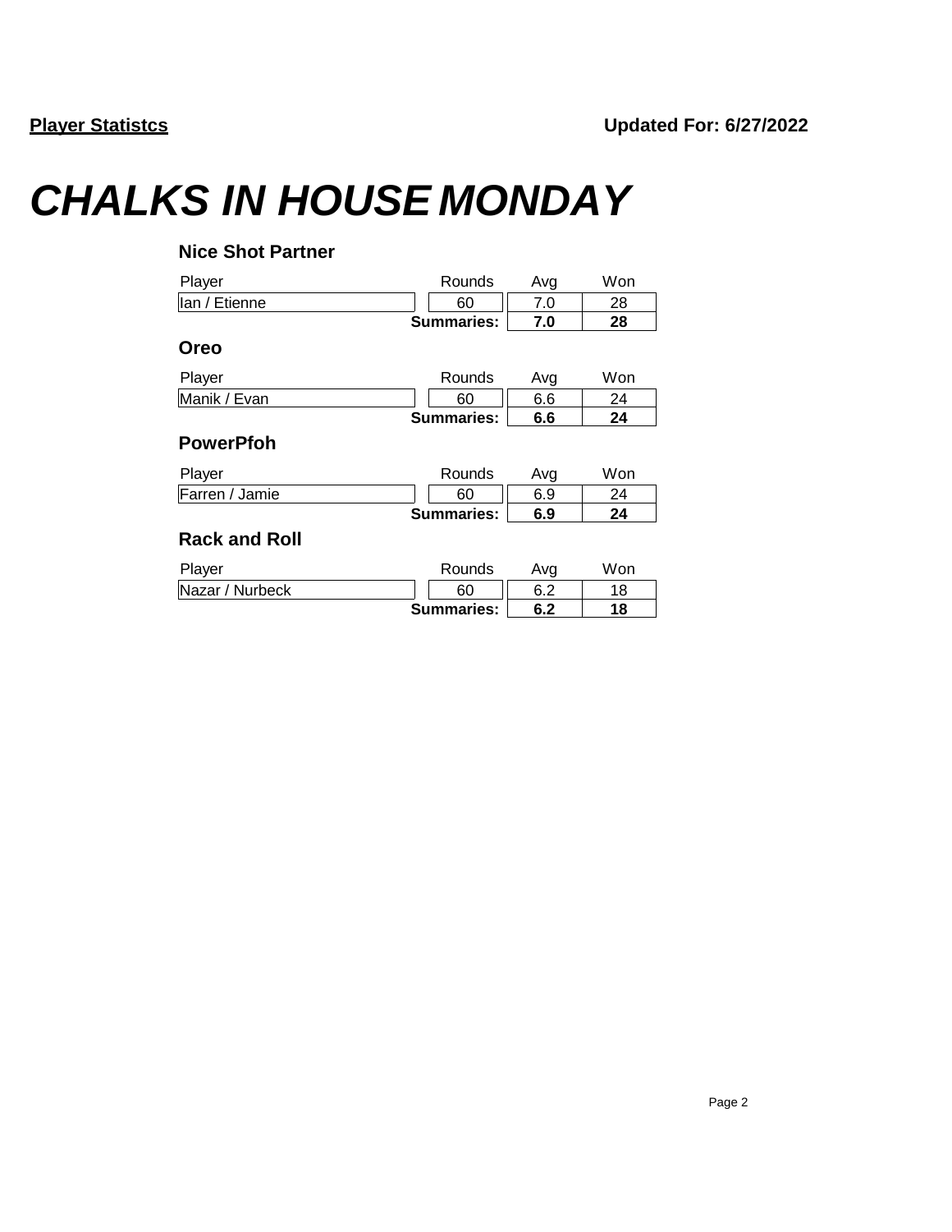**Player Statistcs** **Updated For: 6/27/2022**

# *CHALKS IN HOUSE MONDAY*

### Nice Shot Partner

| Player | Rounds | Avg | Won |
|---|---|---|---|
| Ian / Etienne | 60 | 7.0 | 28 |
| | **Summaries:** | **7.0** | **28** |

### Oreo

| Player | Rounds | Avg | Won |
|---|---|---|---|
| Manik / Evan | 60 | 6.6 | 24 |
| | **Summaries:** | **6.6** | **24** |

### PowerPfoh

| Player | Rounds | Avg | Won |
|---|---|---|---|
| Farren / Jamie | 60 | 6.9 | 24 |
| | **Summaries:** | **6.9** | **24** |

### Rack and Roll

| Player | Rounds | Avg | Won |
|---|---|---|---|
| Nazar / Nurbeck | 60 | 6.2 | 18 |
| | **Summaries:** | **6.2** | **18** |